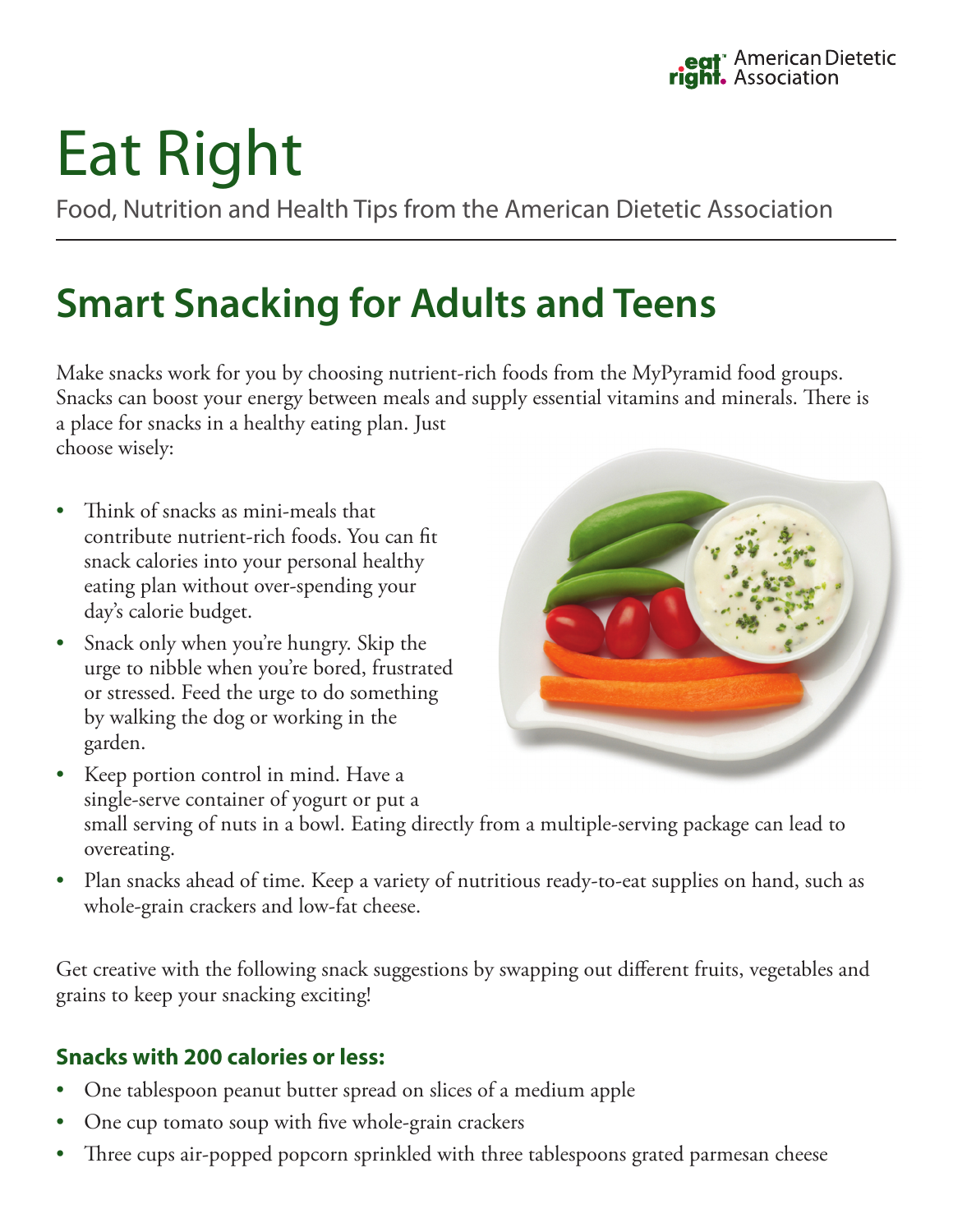eat right. American Dietetic Association

# Eat Right

Food, Nutrition and Health Tips from the American Dietetic Association

## Smart Snacking for Adults and Teens

Make snacks work for you by choosing nutrient-rich foods from the MyPyramid food groups. Snacks can boost your energy between meals and supply essential vitamins and minerals. There is a place for snacks in a healthy eating plan. Just choose wisely:

- Think of snacks as mini-meals that contribute nutrient-rich foods. You can fit snack calories into your personal healthy eating plan without over-spending your day's calorie budget.
- Snack only when you're hungry. Skip the urge to nibble when you're bored, frustrated or stressed. Feed the urge to do something by walking the dog or working in the garden.
- Keep portion control in mind. Have a single-serve container of yogurt or put a small serving of nuts in a bowl. Eating directly from a multiple-serving package can lead to overeating.
- Plan snacks ahead of time. Keep a variety of nutritious ready-to-eat supplies on hand, such as whole-grain crackers and low-fat cheese.

Get creative with the following snack suggestions by swapping out different fruits, vegetables and grains to keep your snacking exciting!

### Snacks with 200 calories or less:

- One tablespoon peanut butter spread on slices of a medium apple
- One cup tomato soup with five whole-grain crackers
- Three cups air-popped popcorn sprinkled with three tablespoons grated parmesan cheese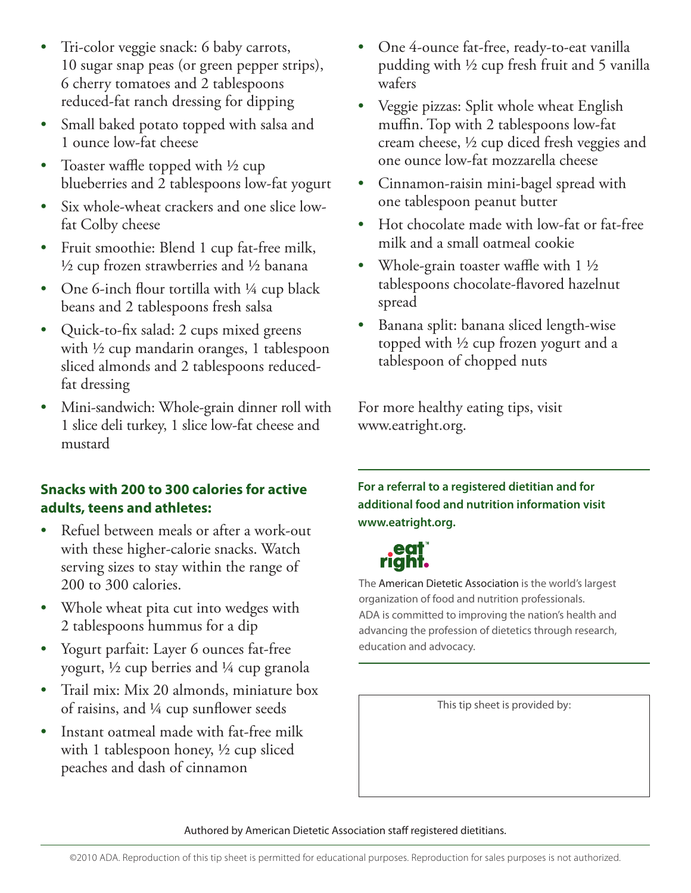- Tri-color veggie snack: 6 baby carrots, 10 sugar snap peas (or green pepper strips), 6 cherry tomatoes and 2 tablespoons reduced-fat ranch dressing for dipping
- Small baked potato topped with salsa and 1 ounce low-fat cheese
- Toaster waffle topped with ½ cup blueberries and 2 tablespoons low-fat yogurt
- Six whole-wheat crackers and one slice low-fat Colby cheese
- Fruit smoothie: Blend 1 cup fat-free milk, ½ cup frozen strawberries and ½ banana
- One 6-inch flour tortilla with ¼ cup black beans and 2 tablespoons fresh salsa
- Quick-to-fix salad: 2 cups mixed greens with ½ cup mandarin oranges, 1 tablespoon sliced almonds and 2 tablespoons reduced-fat dressing
- Mini-sandwich: Whole-grain dinner roll with 1 slice deli turkey, 1 slice low-fat cheese and mustard

**Snacks with 200 to 300 calories for active adults, teens and athletes:**

- Refuel between meals or after a work-out with these higher-calorie snacks. Watch serving sizes to stay within the range of 200 to 300 calories.
- Whole wheat pita cut into wedges with 2 tablespoons hummus for a dip
- Yogurt parfait: Layer 6 ounces fat-free yogurt, ½ cup berries and ¼ cup granola
- Trail mix: Mix 20 almonds, miniature box of raisins, and ¼ cup sunflower seeds
- Instant oatmeal made with fat-free milk with 1 tablespoon honey, ½ cup sliced peaches and dash of cinnamon
- One 4-ounce fat-free, ready-to-eat vanilla pudding with ½ cup fresh fruit and 5 vanilla wafers
- Veggie pizzas: Split whole wheat English muffin. Top with 2 tablespoons low-fat cream cheese, ½ cup diced fresh veggies and one ounce low-fat mozzarella cheese
- Cinnamon-raisin mini-bagel spread with one tablespoon peanut butter
- Hot chocolate made with low-fat or fat-free milk and a small oatmeal cookie
- Whole-grain toaster waffle with 1 ½ tablespoons chocolate-flavored hazelnut spread
- Banana split: banana sliced length-wise topped with ½ cup frozen yogurt and a tablespoon of chopped nuts

For more healthy eating tips, visit www.eatright.org.

**For a referral to a registered dietitian and for additional food and nutrition information visit www.eatright.org.**

eat right.

The American Dietetic Association is the world's largest organization of food and nutrition professionals. ADA is committed to improving the nation's health and advancing the profession of dietetics through research, education and advocacy.

This tip sheet is provided by:

Authored by American Dietetic Association staff registered dietitians.

©2010 ADA. Reproduction of this tip sheet is permitted for educational purposes. Reproduction for sales purposes is not authorized.